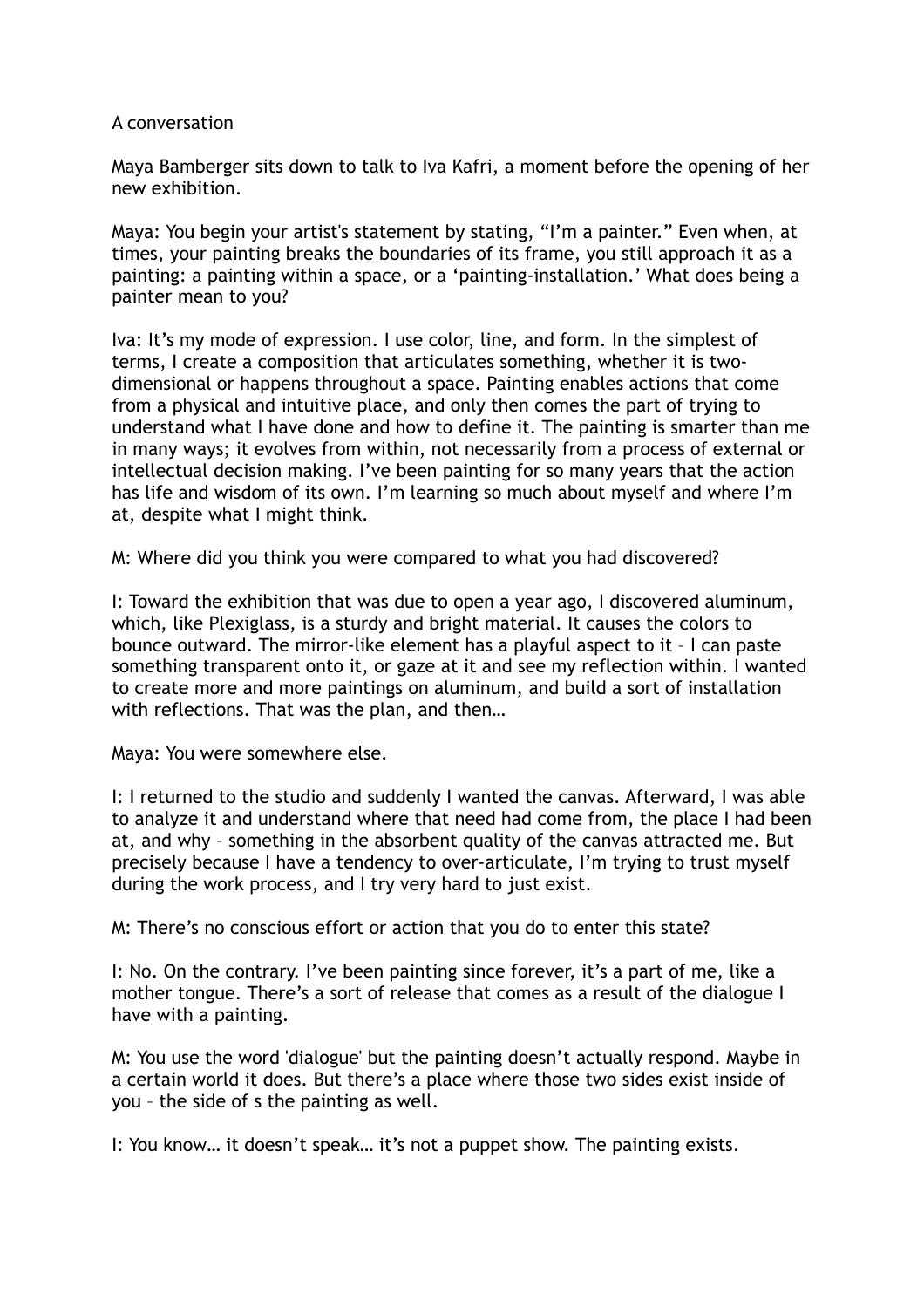A conversation

Maya Bamberger sits down to talk to Iva Kafri, a moment before the opening of her new exhibition.

Maya: You begin your artist's statement by stating, “I’m a painter.” Even when, at times, your painting breaks the boundaries of its frame, you still approach it as a painting: a painting within a space, or a ‘painting-installation.’ What does being a painter mean to you?

Iva: It’s my mode of expression. I use color, line, and form. In the simplest of terms, I create a composition that articulates something, whether it is two-dimensional or happens throughout a space. Painting enables actions that come from a physical and intuitive place, and only then comes the part of trying to understand what I have done and how to define it. The painting is smarter than me in many ways; it evolves from within, not necessarily from a process of external or intellectual decision making. I’ve been painting for so many years that the action has life and wisdom of its own. I’m learning so much about myself and where I’m at, despite what I might think.

M: Where did you think you were compared to what you had discovered?

I: Toward the exhibition that was due to open a year ago, I discovered aluminum, which, like Plexiglass, is a sturdy and bright material. It causes the colors to bounce outward. The mirror-like element has a playful aspect to it – I can paste something transparent onto it, or gaze at it and see my reflection within. I wanted to create more and more paintings on aluminum, and build a sort of installation with reflections. That was the plan, and then…

Maya: You were somewhere else.

I: I returned to the studio and suddenly I wanted the canvas. Afterward, I was able to analyze it and understand where that need had come from, the place I had been at, and why – something in the absorbent quality of the canvas attracted me. But precisely because I have a tendency to over-articulate, I’m trying to trust myself during the work process, and I try very hard to just exist.

M: There’s no conscious effort or action that you do to enter this state?

I: No. On the contrary. I’ve been painting since forever, it’s a part of me, like a mother tongue. There’s a sort of release that comes as a result of the dialogue I have with a painting.

M: You use the word 'dialogue' but the painting doesn’t actually respond. Maybe in a certain world it does. But there’s a place where those two sides exist inside of you – the side of s the painting as well.

I: You know… it doesn’t speak… it’s not a puppet show. The painting exists.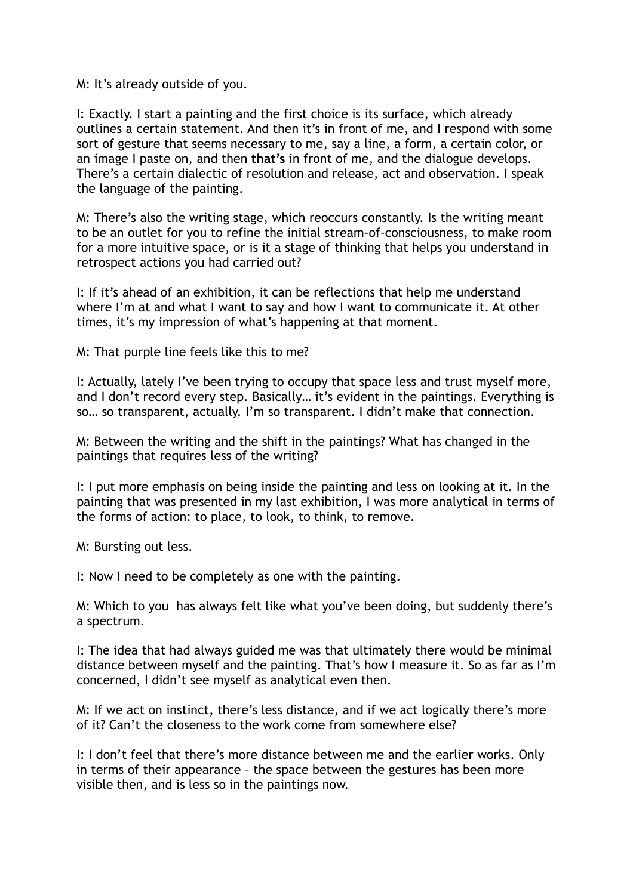M: It's already outside of you.

I: Exactly. I start a painting and the first choice is its surface, which already outlines a certain statement. And then it's in front of me, and I respond with some sort of gesture that seems necessary to me, say a line, a form, a certain color, or an image I paste on, and then **that's** in front of me, and the dialogue develops. There's a certain dialectic of resolution and release, act and observation. I speak the language of the painting.

M: There's also the writing stage, which reoccurs constantly. Is the writing meant to be an outlet for you to refine the initial stream-of-consciousness, to make room for a more intuitive space, or is it a stage of thinking that helps you understand in retrospect actions you had carried out?

I: If it's ahead of an exhibition, it can be reflections that help me understand where I'm at and what I want to say and how I want to communicate it. At other times, it's my impression of what's happening at that moment.

M: That purple line feels like this to me?

I: Actually, lately I've been trying to occupy that space less and trust myself more, and I don't record every step. Basically… it's evident in the paintings. Everything is so… so transparent, actually. I'm so transparent. I didn't make that connection.

M: Between the writing and the shift in the paintings? What has changed in the paintings that requires less of the writing?

I: I put more emphasis on being inside the painting and less on looking at it. In the painting that was presented in my last exhibition, I was more analytical in terms of the forms of action: to place, to look, to think, to remove.

M: Bursting out less.

I: Now I need to be completely as one with the painting.

M: Which to you has always felt like what you've been doing, but suddenly there's a spectrum.

I: The idea that had always guided me was that ultimately there would be minimal distance between myself and the painting. That's how I measure it. So as far as I'm concerned, I didn't see myself as analytical even then.

M: If we act on instinct, there's less distance, and if we act logically there's more of it? Can't the closeness to the work come from somewhere else?

I: I don't feel that there's more distance between me and the earlier works. Only in terms of their appearance – the space between the gestures has been more visible then, and is less so in the paintings now.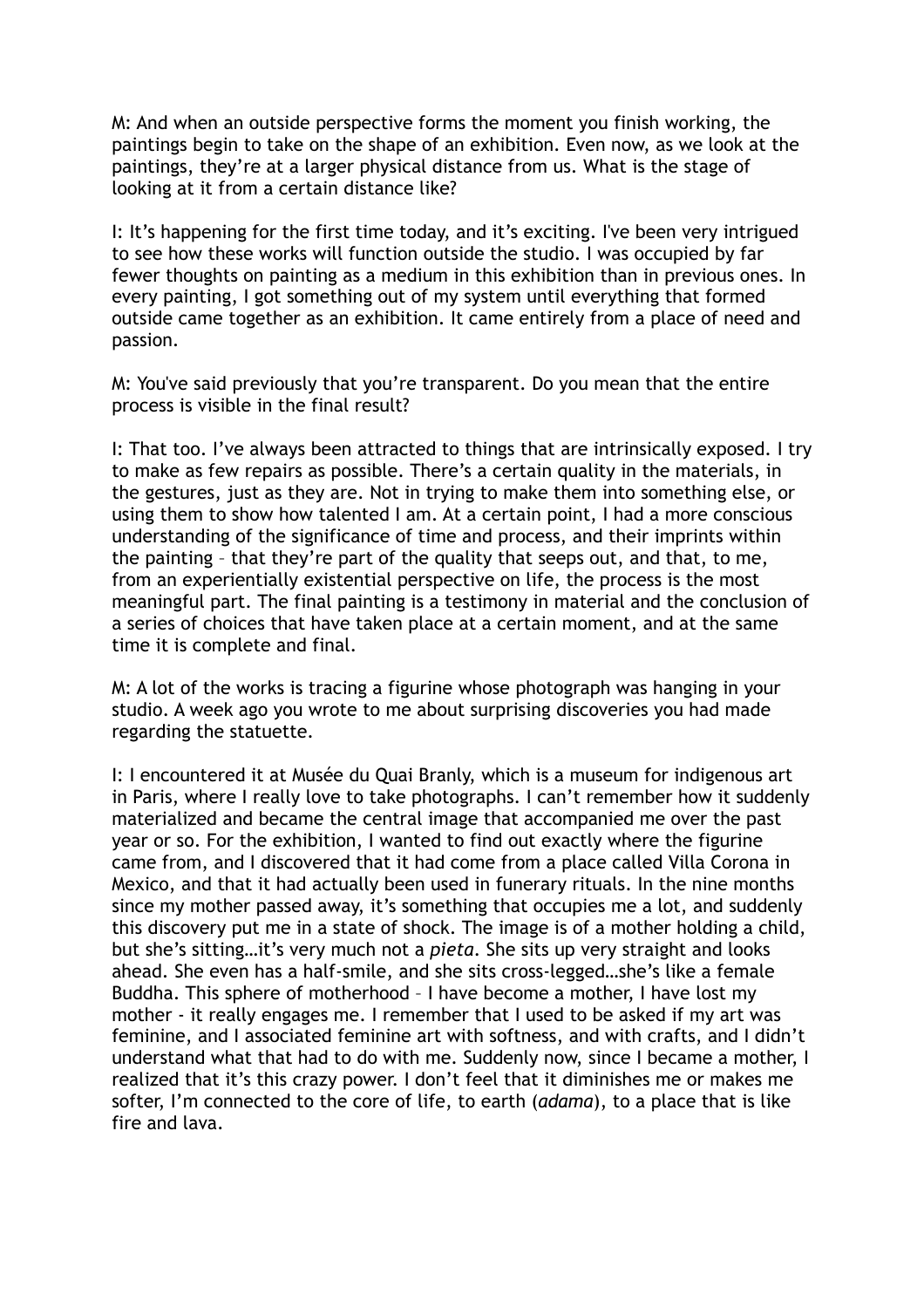M: And when an outside perspective forms the moment you finish working, the paintings begin to take on the shape of an exhibition. Even now, as we look at the paintings, they're at a larger physical distance from us. What is the stage of looking at it from a certain distance like?

I: It's happening for the first time today, and it's exciting. I've been very intrigued to see how these works will function outside the studio. I was occupied by far fewer thoughts on painting as a medium in this exhibition than in previous ones. In every painting, I got something out of my system until everything that formed outside came together as an exhibition. It came entirely from a place of need and passion.

M: You've said previously that you're transparent. Do you mean that the entire process is visible in the final result?

I: That too. I've always been attracted to things that are intrinsically exposed. I try to make as few repairs as possible. There's a certain quality in the materials, in the gestures, just as they are. Not in trying to make them into something else, or using them to show how talented I am. At a certain point, I had a more conscious understanding of the significance of time and process, and their imprints within the painting – that they're part of the quality that seeps out, and that, to me, from an experientially existential perspective on life, the process is the most meaningful part. The final painting is a testimony in material and the conclusion of a series of choices that have taken place at a certain moment, and at the same time it is complete and final.

M: A lot of the works is tracing a figurine whose photograph was hanging in your studio. A week ago you wrote to me about surprising discoveries you had made regarding the statuette.

I: I encountered it at Musée du Quai Branly, which is a museum for indigenous art in Paris, where I really love to take photographs. I can't remember how it suddenly materialized and became the central image that accompanied me over the past year or so. For the exhibition, I wanted to find out exactly where the figurine came from, and I discovered that it had come from a place called Villa Corona in Mexico, and that it had actually been used in funerary rituals. In the nine months since my mother passed away, it's something that occupies me a lot, and suddenly this discovery put me in a state of shock. The image is of a mother holding a child, but she's sitting…it's very much not a *pieta*. She sits up very straight and looks ahead. She even has a half-smile, and she sits cross-legged…she's like a female Buddha. This sphere of motherhood – I have become a mother, I have lost my mother - it really engages me. I remember that I used to be asked if my art was feminine, and I associated feminine art with softness, and with crafts, and I didn't understand what that had to do with me. Suddenly now, since I became a mother, I realized that it's this crazy power. I don't feel that it diminishes me or makes me softer, I'm connected to the core of life, to earth (*adama*), to a place that is like fire and lava.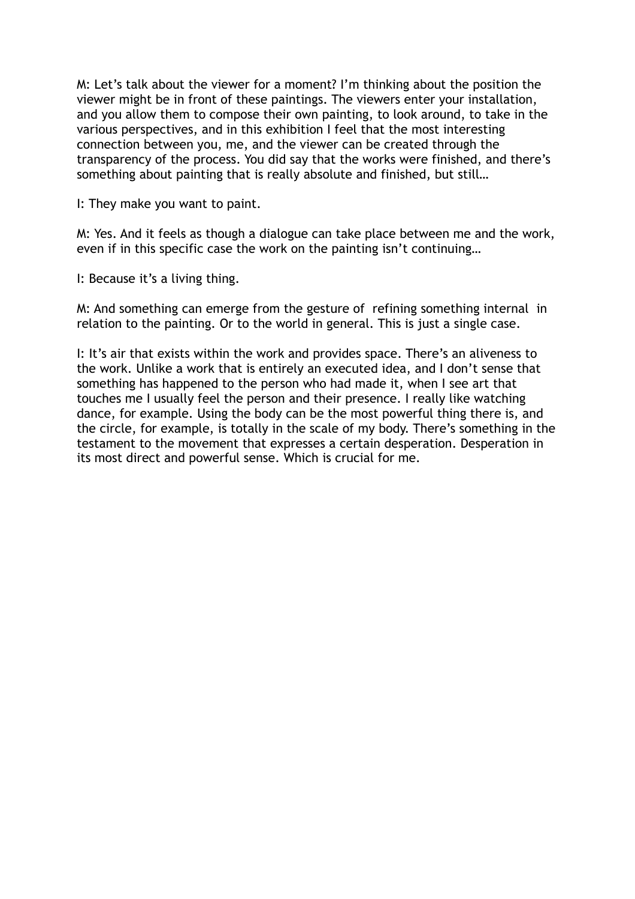M: Let's talk about the viewer for a moment? I'm thinking about the position the viewer might be in front of these paintings. The viewers enter your installation, and you allow them to compose their own painting, to look around, to take in the various perspectives, and in this exhibition I feel that the most interesting connection between you, me, and the viewer can be created through the transparency of the process. You did say that the works were finished, and there's something about painting that is really absolute and finished, but still…

I: They make you want to paint.

M: Yes. And it feels as though a dialogue can take place between me and the work, even if in this specific case the work on the painting isn't continuing…

I: Because it's a living thing.

M: And something can emerge from the gesture of  refining something internal  in relation to the painting. Or to the world in general. This is just a single case.

I: It's air that exists within the work and provides space. There's an aliveness to the work. Unlike a work that is entirely an executed idea, and I don't sense that something has happened to the person who had made it, when I see art that touches me I usually feel the person and their presence. I really like watching dance, for example. Using the body can be the most powerful thing there is, and the circle, for example, is totally in the scale of my body. There's something in the testament to the movement that expresses a certain desperation. Desperation in its most direct and powerful sense. Which is crucial for me.